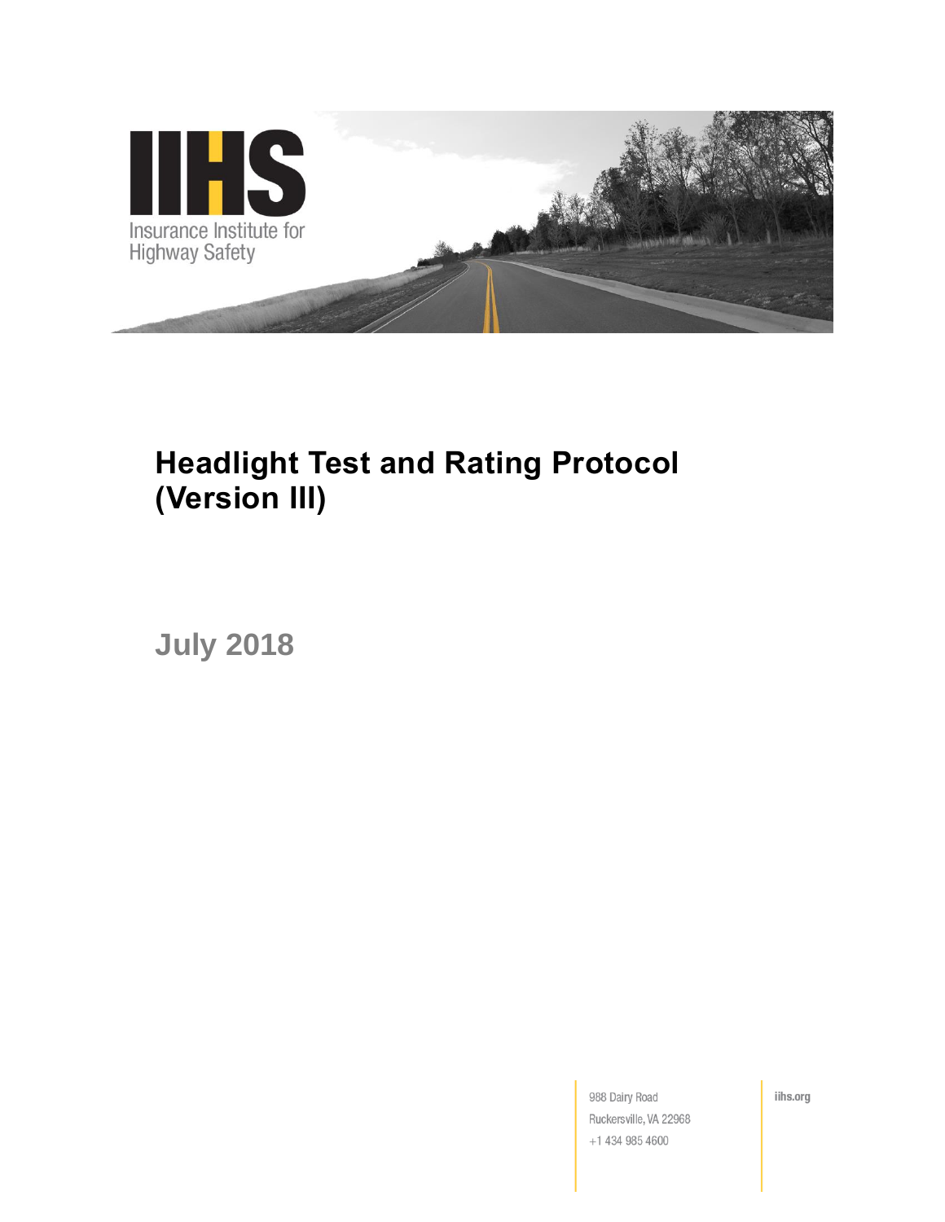IIHS

Insurance Institute for Highway Safety

# Headlight Test and Rating Protocol (Version III)

## July 2018

988 Dairy Road
Ruckersville, VA 22968
+1 434 985 4600

iihs.org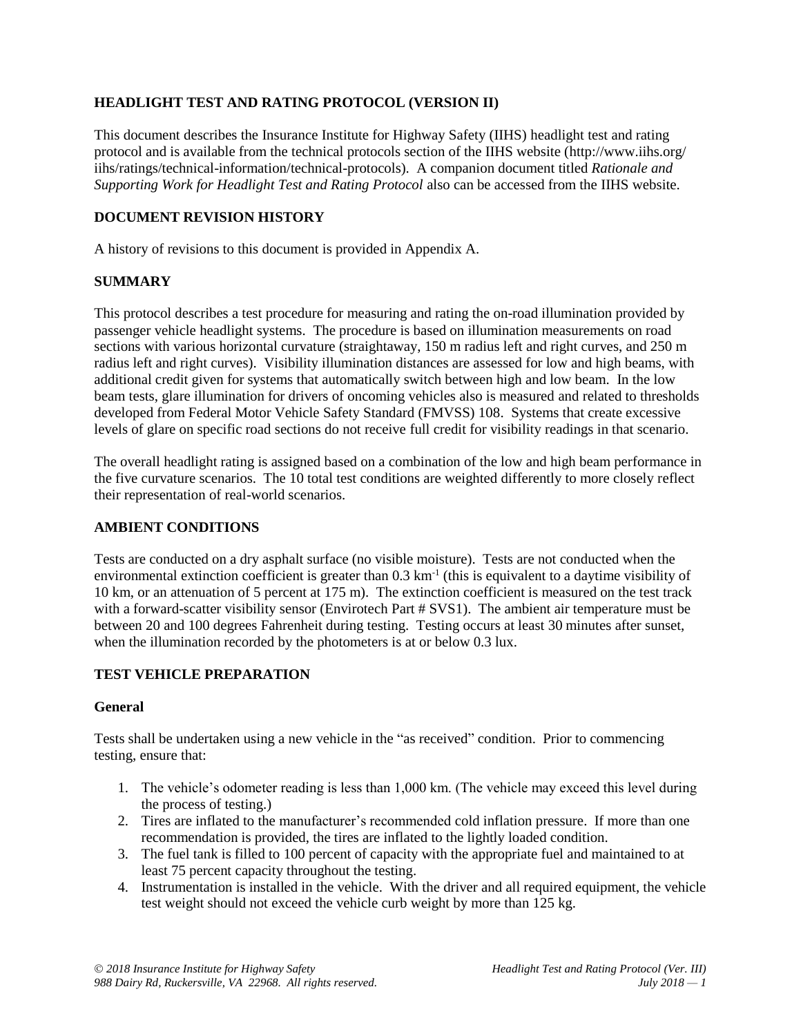## HEADLIGHT TEST AND RATING PROTOCOL (VERSION II)

This document describes the Insurance Institute for Highway Safety (IIHS) headlight test and rating protocol and is available from the technical protocols section of the IIHS website (http://www.iihs.org/iihs/ratings/technical-information/technical-protocols). A companion document titled *Rationale and Supporting Work for Headlight Test and Rating Protocol* also can be accessed from the IIHS website.

## DOCUMENT REVISION HISTORY

A history of revisions to this document is provided in Appendix A.

## SUMMARY

This protocol describes a test procedure for measuring and rating the on-road illumination provided by passenger vehicle headlight systems. The procedure is based on illumination measurements on road sections with various horizontal curvature (straightaway, 150 m radius left and right curves, and 250 m radius left and right curves). Visibility illumination distances are assessed for low and high beams, with additional credit given for systems that automatically switch between high and low beam. In the low beam tests, glare illumination for drivers of oncoming vehicles also is measured and related to thresholds developed from Federal Motor Vehicle Safety Standard (FMVSS) 108. Systems that create excessive levels of glare on specific road sections do not receive full credit for visibility readings in that scenario.

The overall headlight rating is assigned based on a combination of the low and high beam performance in the five curvature scenarios. The 10 total test conditions are weighted differently to more closely reflect their representation of real-world scenarios.

## AMBIENT CONDITIONS

Tests are conducted on a dry asphalt surface (no visible moisture). Tests are not conducted when the environmental extinction coefficient is greater than 0.3 $km^{-1}$ (this is equivalent to a daytime visibility of 10 km, or an attenuation of 5 percent at 175 m). The extinction coefficient is measured on the test track with a forward-scatter visibility sensor (Envirotech Part # SVS1). The ambient air temperature must be between 20 and 100 degrees Fahrenheit during testing. Testing occurs at least 30 minutes after sunset, when the illumination recorded by the photometers is at or below 0.3 lux.

## TEST VEHICLE PREPARATION

### General

Tests shall be undertaken using a new vehicle in the "as received" condition. Prior to commencing testing, ensure that:

1. The vehicle's odometer reading is less than 1,000 km. (The vehicle may exceed this level during the process of testing.)
2. Tires are inflated to the manufacturer's recommended cold inflation pressure. If more than one recommendation is provided, the tires are inflated to the lightly loaded condition.
3. The fuel tank is filled to 100 percent of capacity with the appropriate fuel and maintained to at least 75 percent capacity throughout the testing.
4. Instrumentation is installed in the vehicle. With the driver and all required equipment, the vehicle test weight should not exceed the vehicle curb weight by more than 125 kg.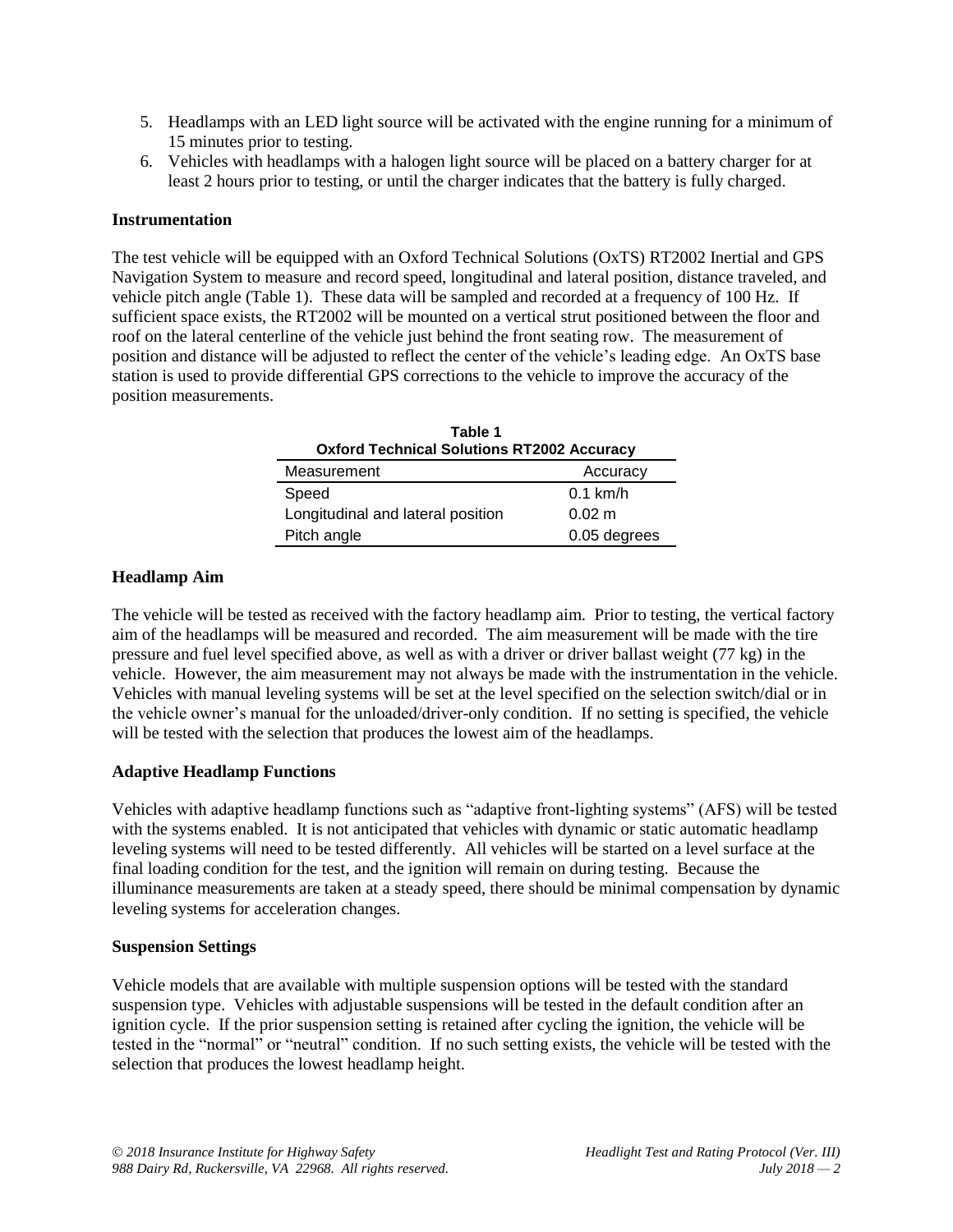5. Headlamps with an LED light source will be activated with the engine running for a minimum of 15 minutes prior to testing.
6. Vehicles with headlamps with a halogen light source will be placed on a battery charger for at least 2 hours prior to testing, or until the charger indicates that the battery is fully charged.

## Instrumentation

The test vehicle will be equipped with an Oxford Technical Solutions (OxTS) RT2002 Inertial and GPS Navigation System to measure and record speed, longitudinal and lateral position, distance traveled, and vehicle pitch angle (Table 1). These data will be sampled and recorded at a frequency of 100 Hz. If sufficient space exists, the RT2002 will be mounted on a vertical strut positioned between the floor and roof on the lateral centerline of the vehicle just behind the front seating row. The measurement of position and distance will be adjusted to reflect the center of the vehicle's leading edge. An OxTS base station is used to provide differential GPS corrections to the vehicle to improve the accuracy of the position measurements.

**Table 1**
**Oxford Technical Solutions RT2002 Accuracy**

| Measurement | Accuracy |
|---|---|
| Speed | 0.1 km/h |
| Longitudinal and lateral position | 0.02 m |
| Pitch angle | 0.05 degrees |

## Headlamp Aim

The vehicle will be tested as received with the factory headlamp aim. Prior to testing, the vertical factory aim of the headlamps will be measured and recorded. The aim measurement will be made with the tire pressure and fuel level specified above, as well as with a driver or driver ballast weight (77 kg) in the vehicle. However, the aim measurement may not always be made with the instrumentation in the vehicle. Vehicles with manual leveling systems will be set at the level specified on the selection switch/dial or in the vehicle owner's manual for the unloaded/driver-only condition. If no setting is specified, the vehicle will be tested with the selection that produces the lowest aim of the headlamps.

## Adaptive Headlamp Functions

Vehicles with adaptive headlamp functions such as "adaptive front-lighting systems" (AFS) will be tested with the systems enabled. It is not anticipated that vehicles with dynamic or static automatic headlamp leveling systems will need to be tested differently. All vehicles will be started on a level surface at the final loading condition for the test, and the ignition will remain on during testing. Because the illuminance measurements are taken at a steady speed, there should be minimal compensation by dynamic leveling systems for acceleration changes.

## Suspension Settings

Vehicle models that are available with multiple suspension options will be tested with the standard suspension type. Vehicles with adjustable suspensions will be tested in the default condition after an ignition cycle. If the prior suspension setting is retained after cycling the ignition, the vehicle will be tested in the "normal" or "neutral" condition. If no such setting exists, the vehicle will be tested with the selection that produces the lowest headlamp height.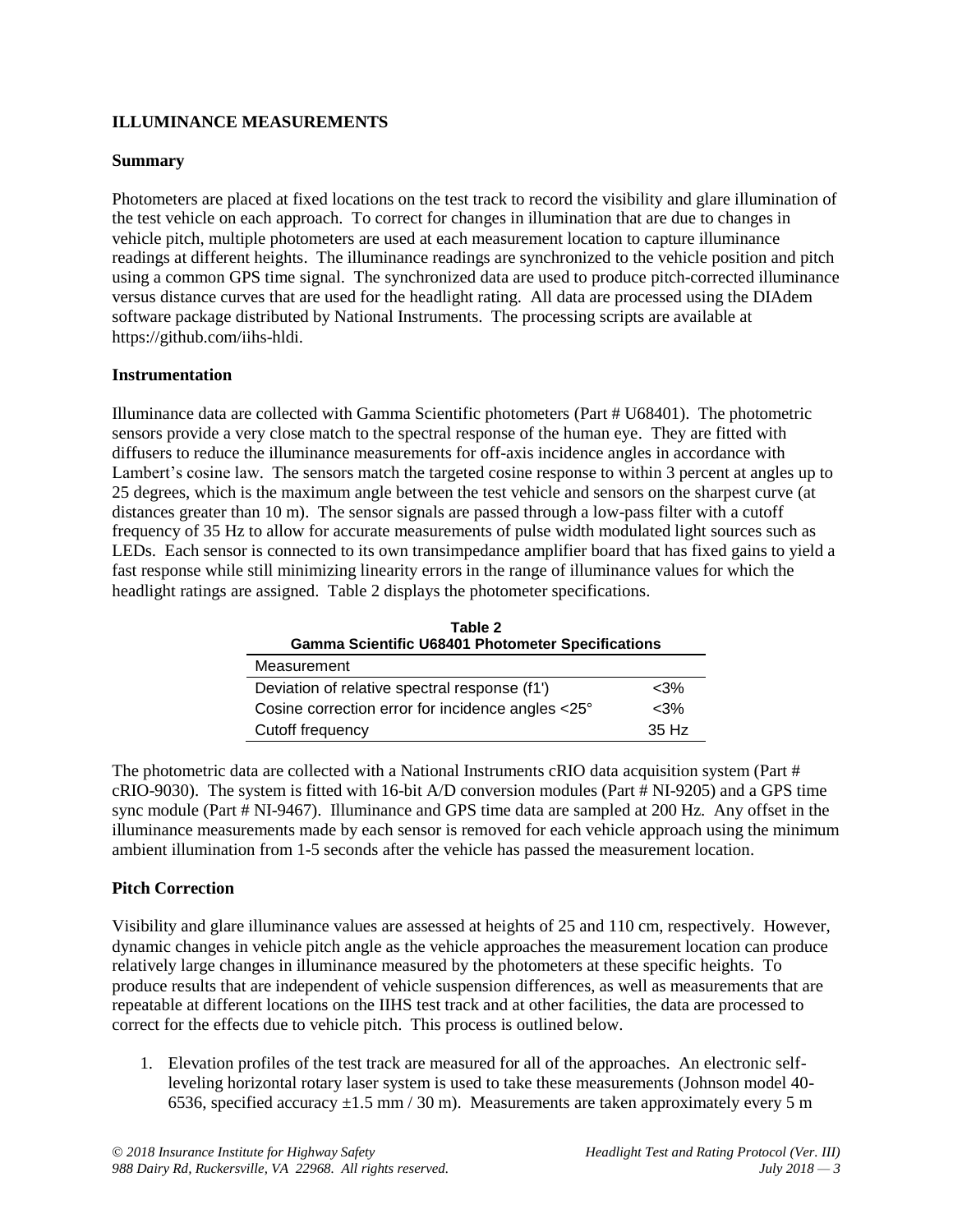## ILLUMINANCE MEASUREMENTS

### Summary

Photometers are placed at fixed locations on the test track to record the visibility and glare illumination of the test vehicle on each approach. To correct for changes in illumination that are due to changes in vehicle pitch, multiple photometers are used at each measurement location to capture illuminance readings at different heights. The illuminance readings are synchronized to the vehicle position and pitch using a common GPS time signal. The synchronized data are used to produce pitch-corrected illuminance versus distance curves that are used for the headlight rating. All data are processed using the DIAdem software package distributed by National Instruments. The processing scripts are available at https://github.com/iihs-hldi.

### Instrumentation

Illuminance data are collected with Gamma Scientific photometers (Part # U68401). The photometric sensors provide a very close match to the spectral response of the human eye. They are fitted with diffusers to reduce the illuminance measurements for off-axis incidence angles in accordance with Lambert's cosine law. The sensors match the targeted cosine response to within 3 percent at angles up to 25 degrees, which is the maximum angle between the test vehicle and sensors on the sharpest curve (at distances greater than 10 m). The sensor signals are passed through a low-pass filter with a cutoff frequency of 35 Hz to allow for accurate measurements of pulse width modulated light sources such as LEDs. Each sensor is connected to its own transimpedance amplifier board that has fixed gains to yield a fast response while still minimizing linearity errors in the range of illuminance values for which the headlight ratings are assigned. Table 2 displays the photometer specifications.

**Table 2**
**Gamma Scientific U68401 Photometer Specifications**

| Measurement | |
|---|---|
| Deviation of relative spectral response (f1') | <3% |
| Cosine correction error for incidence angles <25° | <3% |
| Cutoff frequency | 35 Hz |

The photometric data are collected with a National Instruments cRIO data acquisition system (Part # cRIO-9030). The system is fitted with 16-bit A/D conversion modules (Part # NI-9205) and a GPS time sync module (Part # NI-9467). Illuminance and GPS time data are sampled at 200 Hz. Any offset in the illuminance measurements made by each sensor is removed for each vehicle approach using the minimum ambient illumination from 1-5 seconds after the vehicle has passed the measurement location.

### Pitch Correction

Visibility and glare illuminance values are assessed at heights of 25 and 110 cm, respectively. However, dynamic changes in vehicle pitch angle as the vehicle approaches the measurement location can produce relatively large changes in illuminance measured by the photometers at these specific heights. To produce results that are independent of vehicle suspension differences, as well as measurements that are repeatable at different locations on the IIHS test track and at other facilities, the data are processed to correct for the effects due to vehicle pitch. This process is outlined below.

1. Elevation profiles of the test track are measured for all of the approaches. An electronic self-leveling horizontal rotary laser system is used to take these measurements (Johnson model 40-6536, specified accuracy ±1.5 mm / 30 m). Measurements are taken approximately every 5 m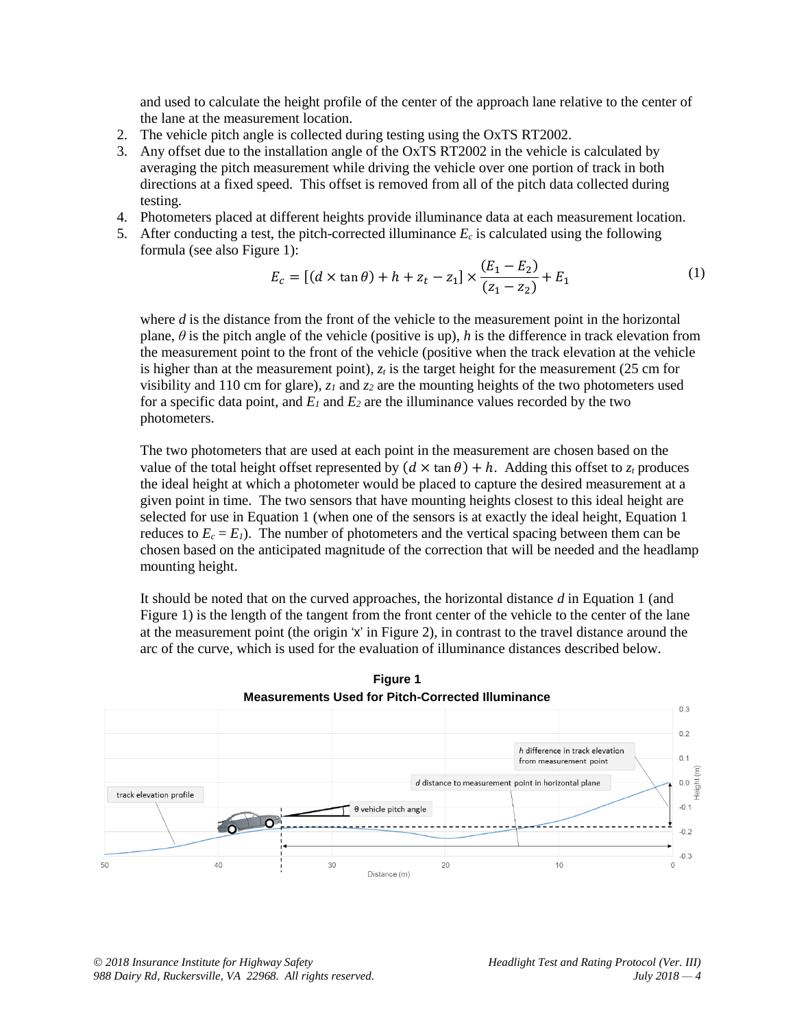and used to calculate the height profile of the center of the approach lane relative to the center of the lane at the measurement location.

2. The vehicle pitch angle is collected during testing using the OxTS RT2002.
3. Any offset due to the installation angle of the OxTS RT2002 in the vehicle is calculated by averaging the pitch measurement while driving the vehicle over one portion of track in both directions at a fixed speed. This offset is removed from all of the pitch data collected during testing.
4. Photometers placed at different heights provide illuminance data at each measurement location.
5. After conducting a test, the pitch-corrected illuminance $E_c$ is calculated using the following formula (see also Figure 1):

$$E_c = [(d \times \tan\theta) + h + z_t - z_1] \times \frac{(E_1 - E_2)}{(z_1 - z_2)} + E_1 \tag{1}$$

where $d$ is the distance from the front of the vehicle to the measurement point in the horizontal plane, $\theta$ is the pitch angle of the vehicle (positive is up), $h$ is the difference in track elevation from the measurement point to the front of the vehicle (positive when the track elevation at the vehicle is higher than at the measurement point), $z_t$ is the target height for the measurement (25 cm for visibility and 110 cm for glare), $z_1$ and $z_2$ are the mounting heights of the two photometers used for a specific data point, and $E_1$ and $E_2$ are the illuminance values recorded by the two photometers.

The two photometers that are used at each point in the measurement are chosen based on the value of the total height offset represented by $(d \times \tan\theta) + h$. Adding this offset to $z_t$ produces the ideal height at which a photometer would be placed to capture the desired measurement at a given point in time. The two sensors that have mounting heights closest to this ideal height are selected for use in Equation 1 (when one of the sensors is at exactly the ideal height, Equation 1 reduces to $E_c = E_1$). The number of photometers and the vertical spacing between them can be chosen based on the anticipated magnitude of the correction that will be needed and the headlamp mounting height.

It should be noted that on the curved approaches, the horizontal distance $d$ in Equation 1 (and Figure 1) is the length of the tangent from the front center of the vehicle to the center of the lane at the measurement point (the origin 'x' in Figure 2), in contrast to the travel distance around the arc of the curve, which is used for the evaluation of illuminance distances described below.

**Figure 1**
**Measurements Used for Pitch-Corrected Illuminance**

h difference in track elevation from measurement point
d distance to measurement point in horizontal plane
track elevation profile
θ vehicle pitch angle
Height (m): 0.3, 0.2, 0.1, 0.0, -0.1, -0.2, -0.3
Distance (m): 50, 40, 30, 20, 10, 0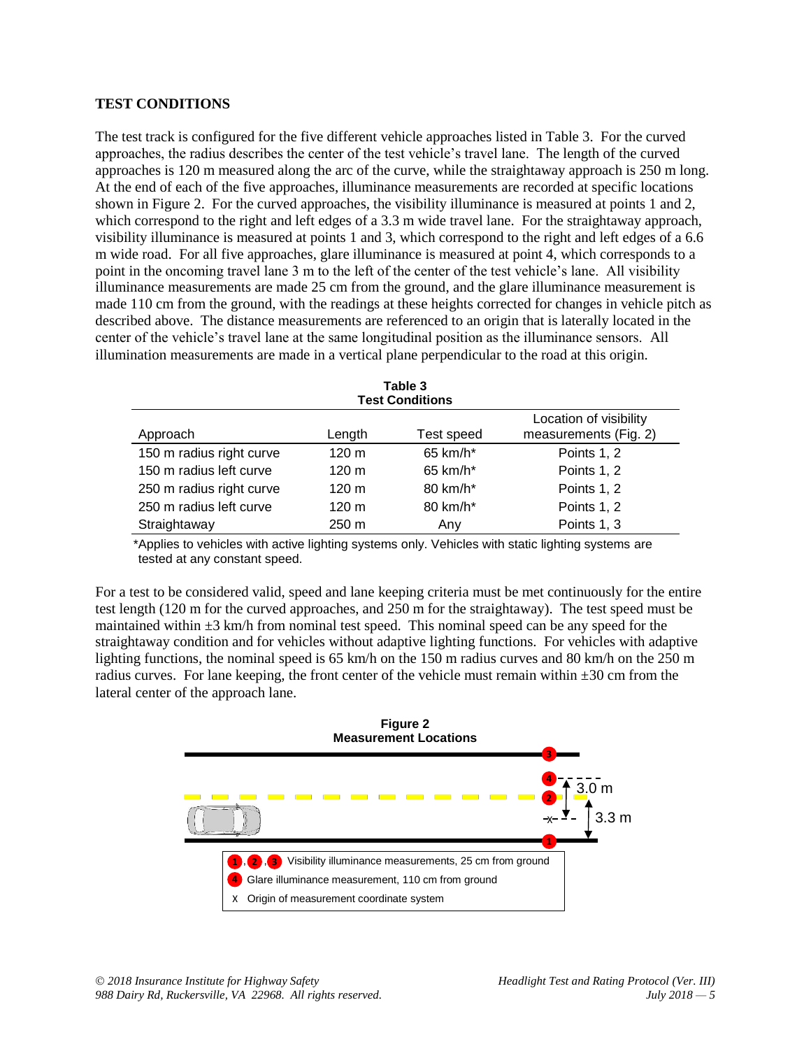## TEST CONDITIONS

The test track is configured for the five different vehicle approaches listed in Table 3. For the curved approaches, the radius describes the center of the test vehicle's travel lane. The length of the curved approaches is 120 m measured along the arc of the curve, while the straightaway approach is 250 m long. At the end of each of the five approaches, illuminance measurements are recorded at specific locations shown in Figure 2. For the curved approaches, the visibility illuminance is measured at points 1 and 2, which correspond to the right and left edges of a 3.3 m wide travel lane. For the straightaway approach, visibility illuminance is measured at points 1 and 3, which correspond to the right and left edges of a 6.6 m wide road. For all five approaches, glare illuminance is measured at point 4, which corresponds to a point in the oncoming travel lane 3 m to the left of the center of the test vehicle's lane. All visibility illuminance measurements are made 25 cm from the ground, and the glare illuminance measurement is made 110 cm from the ground, with the readings at these heights corrected for changes in vehicle pitch as described above. The distance measurements are referenced to an origin that is laterally located in the center of the vehicle's travel lane at the same longitudinal position as the illuminance sensors. All illumination measurements are made in a vertical plane perpendicular to the road at this origin.

**Table 3**
**Test Conditions**

| Approach | Length | Test speed | Location of visibility measurements (Fig. 2) |
|---|---|---|---|
| 150 m radius right curve | 120 m | 65 km/h* | Points 1, 2 |
| 150 m radius left curve | 120 m | 65 km/h* | Points 1, 2 |
| 250 m radius right curve | 120 m | 80 km/h* | Points 1, 2 |
| 250 m radius left curve | 120 m | 80 km/h* | Points 1, 2 |
| Straightaway | 250 m | Any | Points 1, 3 |

*Applies to vehicles with active lighting systems only. Vehicles with static lighting systems are tested at any constant speed.

For a test to be considered valid, speed and lane keeping criteria must be met continuously for the entire test length (120 m for the curved approaches, and 250 m for the straightaway). The test speed must be maintained within ±3 km/h from nominal test speed. This nominal speed can be any speed for the straightaway condition and for vehicles without adaptive lighting functions. For vehicles with adaptive lighting functions, the nominal speed is 65 km/h on the 150 m radius curves and 80 km/h on the 250 m radius curves. For lane keeping, the front center of the vehicle must remain within ±30 cm from the lateral center of the approach lane.

**Figure 2**
**Measurement Locations**

3.0 m

3.3 m

1, 2, 3 Visibility illuminance measurements, 25 cm from ground

4 Glare illuminance measurement, 110 cm from ground

X Origin of measurement coordinate system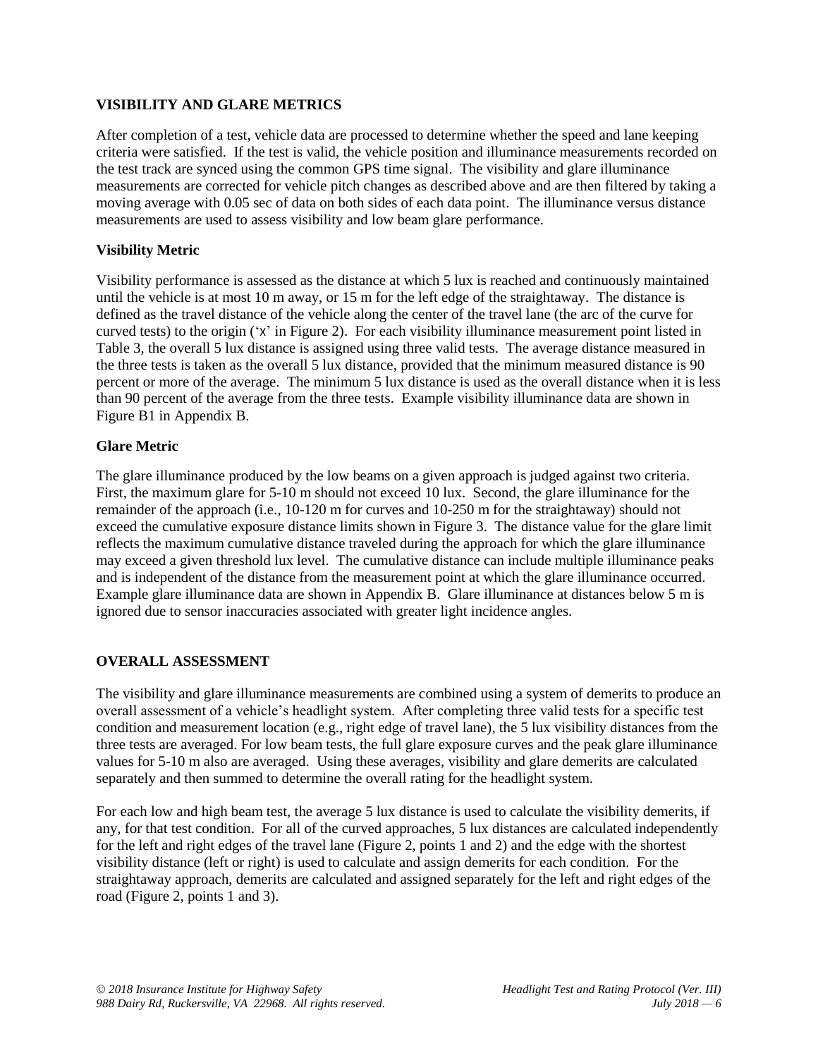## VISIBILITY AND GLARE METRICS

After completion of a test, vehicle data are processed to determine whether the speed and lane keeping criteria were satisfied. If the test is valid, the vehicle position and illuminance measurements recorded on the test track are synced using the common GPS time signal. The visibility and glare illuminance measurements are corrected for vehicle pitch changes as described above and are then filtered by taking a moving average with 0.05 sec of data on both sides of each data point. The illuminance versus distance measurements are used to assess visibility and low beam glare performance.

### Visibility Metric

Visibility performance is assessed as the distance at which 5 lux is reached and continuously maintained until the vehicle is at most 10 m away, or 15 m for the left edge of the straightaway. The distance is defined as the travel distance of the vehicle along the center of the travel lane (the arc of the curve for curved tests) to the origin ('x' in Figure 2). For each visibility illuminance measurement point listed in Table 3, the overall 5 lux distance is assigned using three valid tests. The average distance measured in the three tests is taken as the overall 5 lux distance, provided that the minimum measured distance is 90 percent or more of the average. The minimum 5 lux distance is used as the overall distance when it is less than 90 percent of the average from the three tests. Example visibility illuminance data are shown in Figure B1 in Appendix B.

### Glare Metric

The glare illuminance produced by the low beams on a given approach is judged against two criteria. First, the maximum glare for 5-10 m should not exceed 10 lux. Second, the glare illuminance for the remainder of the approach (i.e., 10-120 m for curves and 10-250 m for the straightaway) should not exceed the cumulative exposure distance limits shown in Figure 3. The distance value for the glare limit reflects the maximum cumulative distance traveled during the approach for which the glare illuminance may exceed a given threshold lux level. The cumulative distance can include multiple illuminance peaks and is independent of the distance from the measurement point at which the glare illuminance occurred. Example glare illuminance data are shown in Appendix B. Glare illuminance at distances below 5 m is ignored due to sensor inaccuracies associated with greater light incidence angles.

## OVERALL ASSESSMENT

The visibility and glare illuminance measurements are combined using a system of demerits to produce an overall assessment of a vehicle's headlight system. After completing three valid tests for a specific test condition and measurement location (e.g., right edge of travel lane), the 5 lux visibility distances from the three tests are averaged. For low beam tests, the full glare exposure curves and the peak glare illuminance values for 5-10 m also are averaged. Using these averages, visibility and glare demerits are calculated separately and then summed to determine the overall rating for the headlight system.

For each low and high beam test, the average 5 lux distance is used to calculate the visibility demerits, if any, for that test condition. For all of the curved approaches, 5 lux distances are calculated independently for the left and right edges of the travel lane (Figure 2, points 1 and 2) and the edge with the shortest visibility distance (left or right) is used to calculate and assign demerits for each condition. For the straightaway approach, demerits are calculated and assigned separately for the left and right edges of the road (Figure 2, points 1 and 3).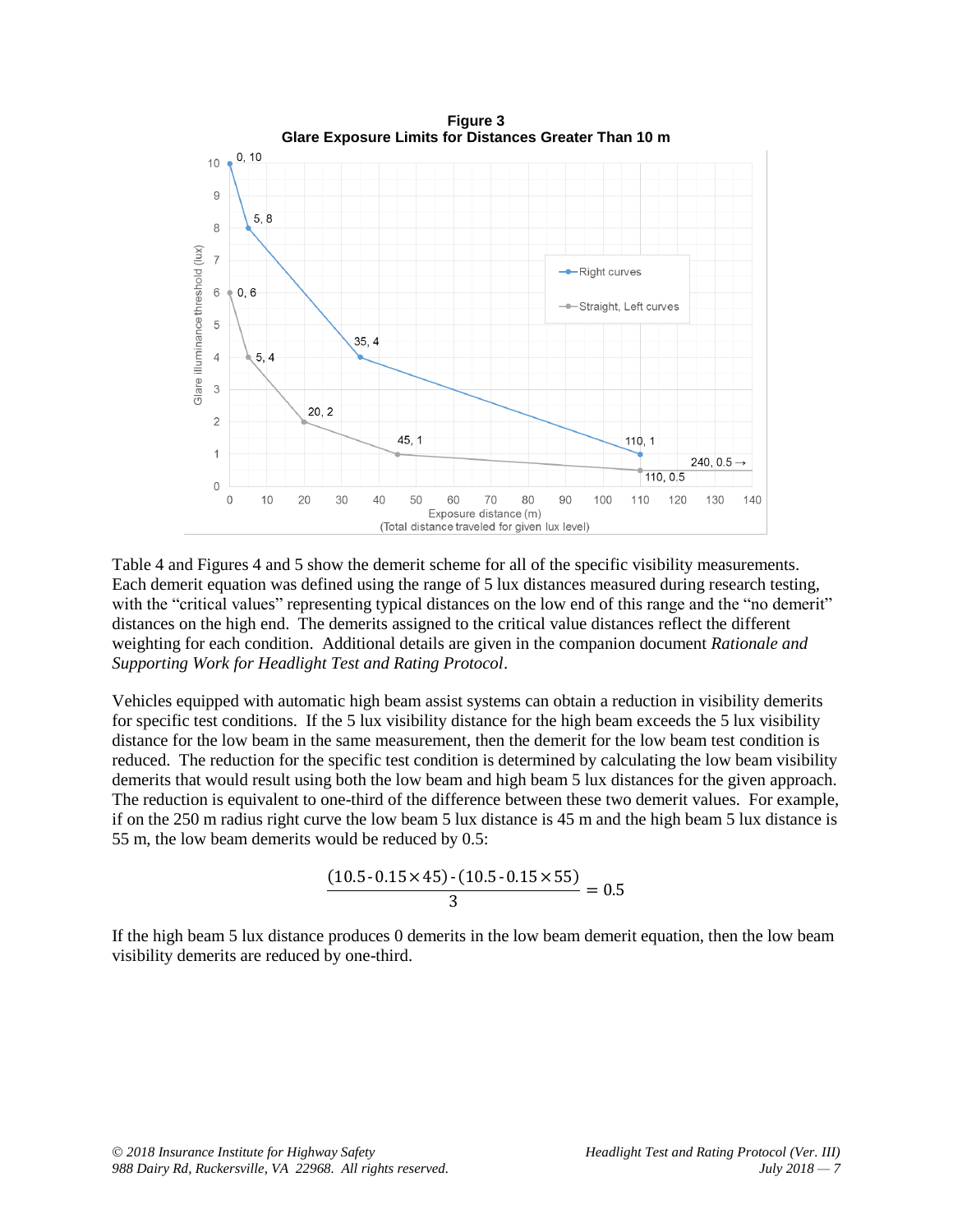**Figure 3**
**Glare Exposure Limits for Distances Greater Than 10 m**

Glare illuminance threshold (lux)

10
9
8
7
6
5
4
3
2
1
0

0 10 20 30 40 50 60 70 80 90 100 110 120 130 140

Exposure distance (m)
(Total distance traveled for given lux level)

Right curves
Straight, Left curves

0, 10
5, 8
35, 4
110, 1
0, 6
5, 4
20, 2
45, 1
110, 0.5
240, 0.5 →

Table 4 and Figures 4 and 5 show the demerit scheme for all of the specific visibility measurements. Each demerit equation was defined using the range of 5 lux distances measured during research testing, with the "critical values" representing typical distances on the low end of this range and the "no demerit" distances on the high end. The demerits assigned to the critical value distances reflect the different weighting for each condition. Additional details are given in the companion document *Rationale and Supporting Work for Headlight Test and Rating Protocol*.

Vehicles equipped with automatic high beam assist systems can obtain a reduction in visibility demerits for specific test conditions. If the 5 lux visibility distance for the high beam exceeds the 5 lux visibility distance for the low beam in the same measurement, then the demerit for the low beam test condition is reduced. The reduction for the specific test condition is determined by calculating the low beam visibility demerits that would result using both the low beam and high beam 5 lux distances for the given approach. The reduction is equivalent to one-third of the difference between these two demerit values. For example, if on the 250 m radius right curve the low beam 5 lux distance is 45 m and the high beam 5 lux distance is 55 m, the low beam demerits would be reduced by 0.5:

$$\frac{(10.5 - 0.15 \times 45) - (10.5 - 0.15 \times 55)}{3} = 0.5$$

If the high beam 5 lux distance produces 0 demerits in the low beam demerit equation, then the low beam visibility demerits are reduced by one-third.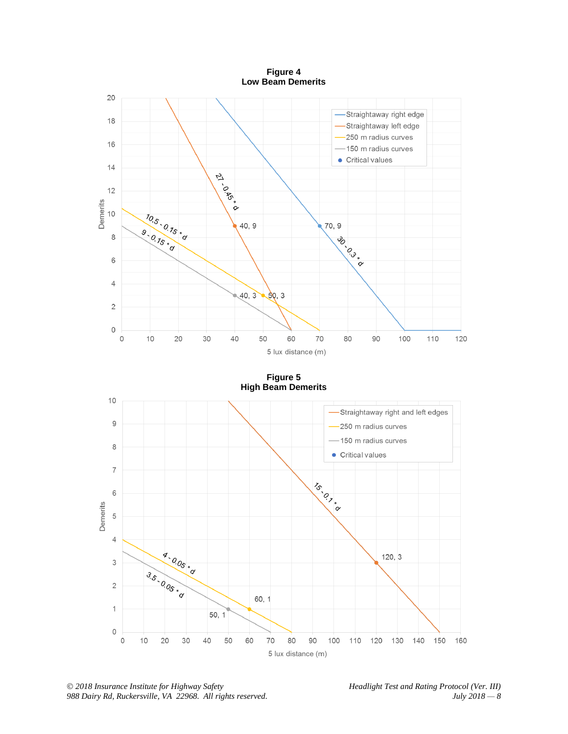**Figure 4**
**Low Beam Demerits**

**Figure 5**
**High Beam Demerits**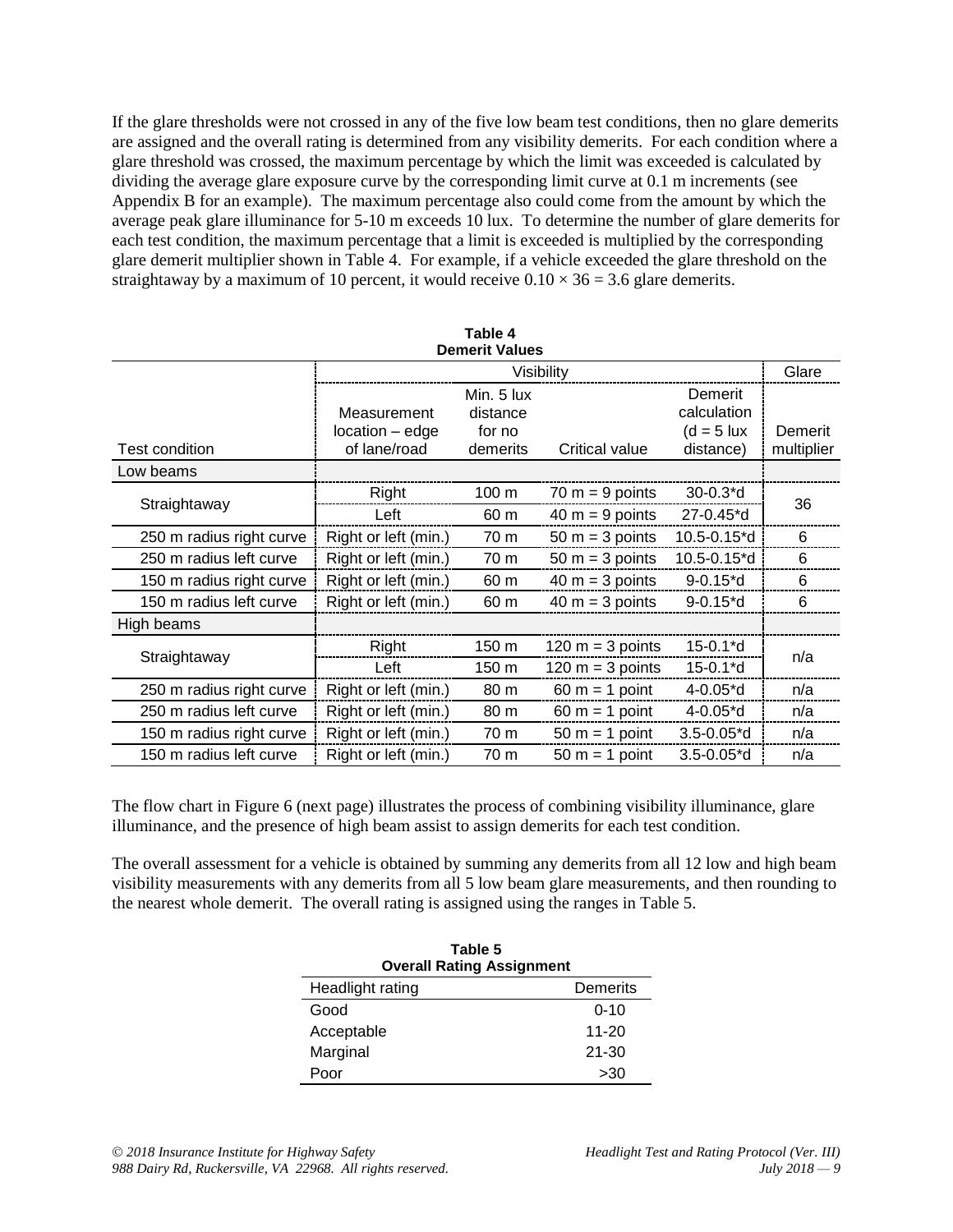If the glare thresholds were not crossed in any of the five low beam test conditions, then no glare demerits are assigned and the overall rating is determined from any visibility demerits. For each condition where a glare threshold was crossed, the maximum percentage by which the limit was exceeded is calculated by dividing the average glare exposure curve by the corresponding limit curve at 0.1 m increments (see Appendix B for an example). The maximum percentage also could come from the amount by which the average peak glare illuminance for 5-10 m exceeds 10 lux. To determine the number of glare demerits for each test condition, the maximum percentage that a limit is exceeded is multiplied by the corresponding glare demerit multiplier shown in Table 4. For example, if a vehicle exceeded the glare threshold on the straightaway by a maximum of 10 percent, it would receive $0.10 \times 36 = 3.6$ glare demerits.

**Table 4**
**Demerit Values**

| | Visibility | | | | Glare |
|---|---|---|---|---|---|
| Test condition | Measurement location – edge of lane/road | Min. 5 lux distance for no demerits | Critical value | Demerit calculation (d = 5 lux distance) | Demerit multiplier |
| Low beams | | | | | |
| Straightaway | Right | 100 m | 70 m = 9 points | 30-0.3*d | 36 |
| | Left | 60 m | 40 m = 9 points | 27-0.45*d | |
| 250 m radius right curve | Right or left (min.) | 70 m | 50 m = 3 points | 10.5-0.15*d | 6 |
| 250 m radius left curve | Right or left (min.) | 70 m | 50 m = 3 points | 10.5-0.15*d | 6 |
| 150 m radius right curve | Right or left (min.) | 60 m | 40 m = 3 points | 9-0.15*d | 6 |
| 150 m radius left curve | Right or left (min.) | 60 m | 40 m = 3 points | 9-0.15*d | 6 |
| High beams | | | | | |
| Straightaway | Right | 150 m | 120 m = 3 points | 15-0.1*d | n/a |
| | Left | 150 m | 120 m = 3 points | 15-0.1*d | |
| 250 m radius right curve | Right or left (min.) | 80 m | 60 m = 1 point | 4-0.05*d | n/a |
| 250 m radius left curve | Right or left (min.) | 80 m | 60 m = 1 point | 4-0.05*d | n/a |
| 150 m radius right curve | Right or left (min.) | 70 m | 50 m = 1 point | 3.5-0.05*d | n/a |
| 150 m radius left curve | Right or left (min.) | 70 m | 50 m = 1 point | 3.5-0.05*d | n/a |

The flow chart in Figure 6 (next page) illustrates the process of combining visibility illuminance, glare illuminance, and the presence of high beam assist to assign demerits for each test condition.

The overall assessment for a vehicle is obtained by summing any demerits from all 12 low and high beam visibility measurements with any demerits from all 5 low beam glare measurements, and then rounding to the nearest whole demerit. The overall rating is assigned using the ranges in Table 5.

**Table 5**
**Overall Rating Assignment**

| Headlight rating | Demerits |
|---|---|
| Good | 0-10 |
| Acceptable | 11-20 |
| Marginal | 21-30 |
| Poor | >30 |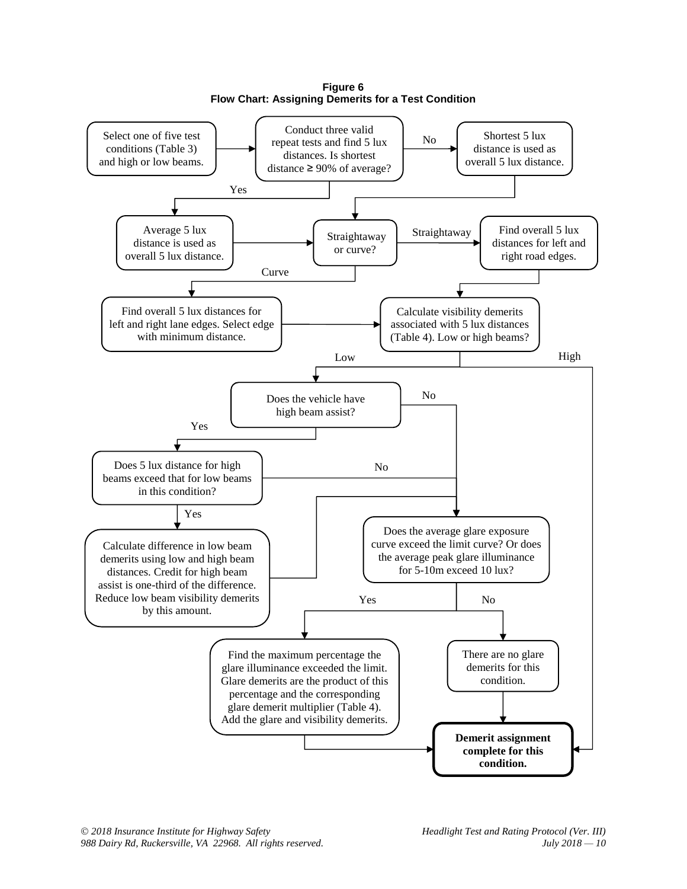**Figure 6**
**Flow Chart: Assigning Demerits for a Test Condition**

Select one of five test conditions (Table 3) and high or low beams.

Conduct three valid repeat tests and find 5 lux distances. Is shortest distance ≥ 90% of average?

No

Shortest 5 lux distance is used as overall 5 lux distance.

Yes

Average 5 lux distance is used as overall 5 lux distance.

Straightaway or curve?

Straightaway

Find overall 5 lux distances for left and right road edges.

Curve

Find overall 5 lux distances for left and right lane edges. Select edge with minimum distance.

Calculate visibility demerits associated with 5 lux distances (Table 4). Low or high beams?

Low

High

Does the vehicle have high beam assist?

No

Yes

Does 5 lux distance for high beams exceed that for low beams in this condition?

No

Yes

Calculate difference in low beam demerits using low and high beam distances. Credit for high beam assist is one-third of the difference. Reduce low beam visibility demerits by this amount.

Does the average glare exposure curve exceed the limit curve? Or does the average peak glare illuminance for 5-10m exceed 10 lux?

Yes

No

Find the maximum percentage the glare illuminance exceeded the limit. Glare demerits are the product of this percentage and the corresponding glare demerit multiplier (Table 4). Add the glare and visibility demerits.

There are no glare demerits for this condition.

**Demerit assignment complete for this condition.**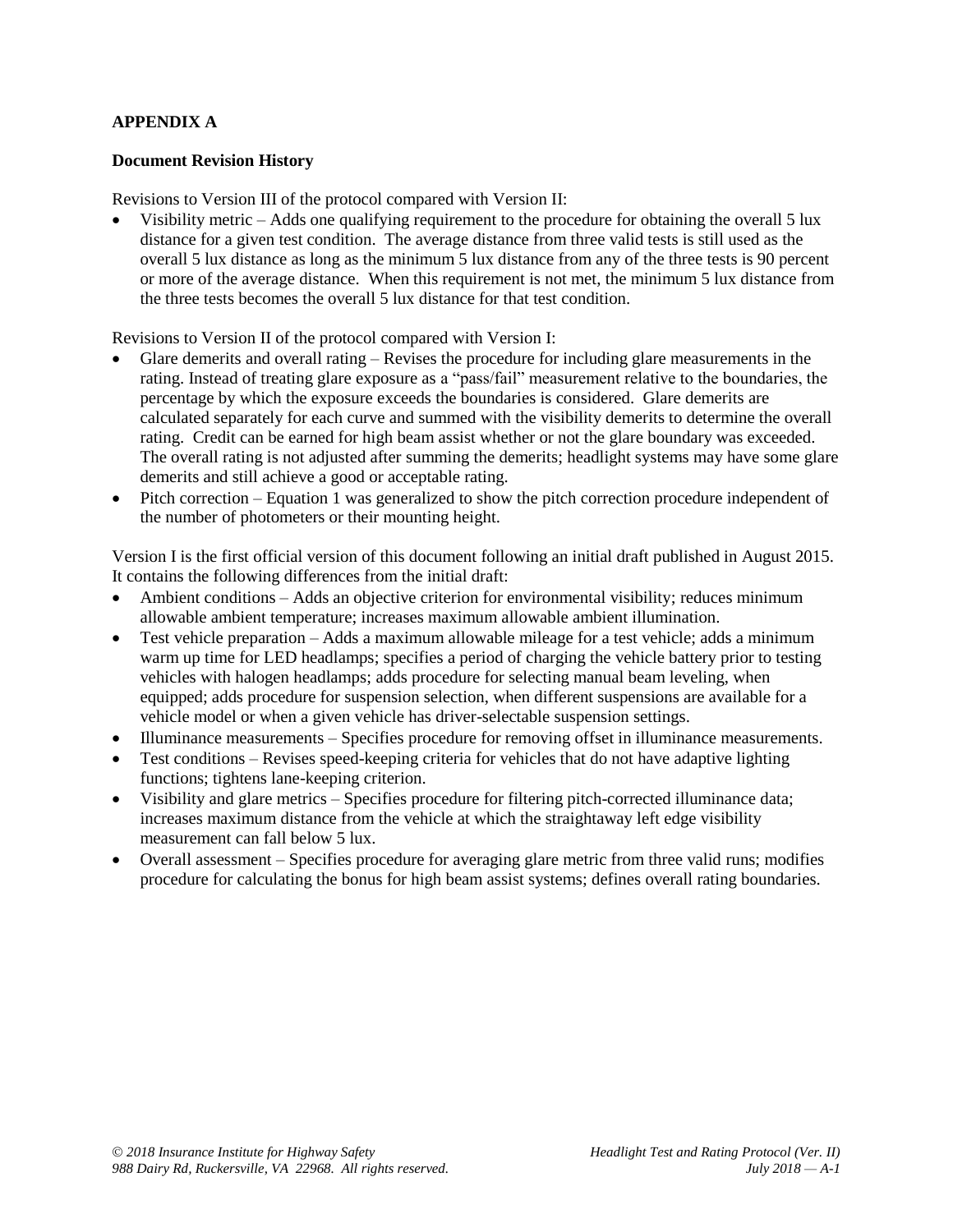## APPENDIX A

### Document Revision History

Revisions to Version III of the protocol compared with Version II:

- Visibility metric – Adds one qualifying requirement to the procedure for obtaining the overall 5 lux distance for a given test condition. The average distance from three valid tests is still used as the overall 5 lux distance as long as the minimum 5 lux distance from any of the three tests is 90 percent or more of the average distance. When this requirement is not met, the minimum 5 lux distance from the three tests becomes the overall 5 lux distance for that test condition.

Revisions to Version II of the protocol compared with Version I:

- Glare demerits and overall rating – Revises the procedure for including glare measurements in the rating. Instead of treating glare exposure as a "pass/fail" measurement relative to the boundaries, the percentage by which the exposure exceeds the boundaries is considered. Glare demerits are calculated separately for each curve and summed with the visibility demerits to determine the overall rating. Credit can be earned for high beam assist whether or not the glare boundary was exceeded. The overall rating is not adjusted after summing the demerits; headlight systems may have some glare demerits and still achieve a good or acceptable rating.
- Pitch correction – Equation 1 was generalized to show the pitch correction procedure independent of the number of photometers or their mounting height.

Version I is the first official version of this document following an initial draft published in August 2015. It contains the following differences from the initial draft:

- Ambient conditions – Adds an objective criterion for environmental visibility; reduces minimum allowable ambient temperature; increases maximum allowable ambient illumination.
- Test vehicle preparation – Adds a maximum allowable mileage for a test vehicle; adds a minimum warm up time for LED headlamps; specifies a period of charging the vehicle battery prior to testing vehicles with halogen headlamps; adds procedure for selecting manual beam leveling, when equipped; adds procedure for suspension selection, when different suspensions are available for a vehicle model or when a given vehicle has driver-selectable suspension settings.
- Illuminance measurements – Specifies procedure for removing offset in illuminance measurements.
- Test conditions – Revises speed-keeping criteria for vehicles that do not have adaptive lighting functions; tightens lane-keeping criterion.
- Visibility and glare metrics – Specifies procedure for filtering pitch-corrected illuminance data; increases maximum distance from the vehicle at which the straightaway left edge visibility measurement can fall below 5 lux.
- Overall assessment – Specifies procedure for averaging glare metric from three valid runs; modifies procedure for calculating the bonus for high beam assist systems; defines overall rating boundaries.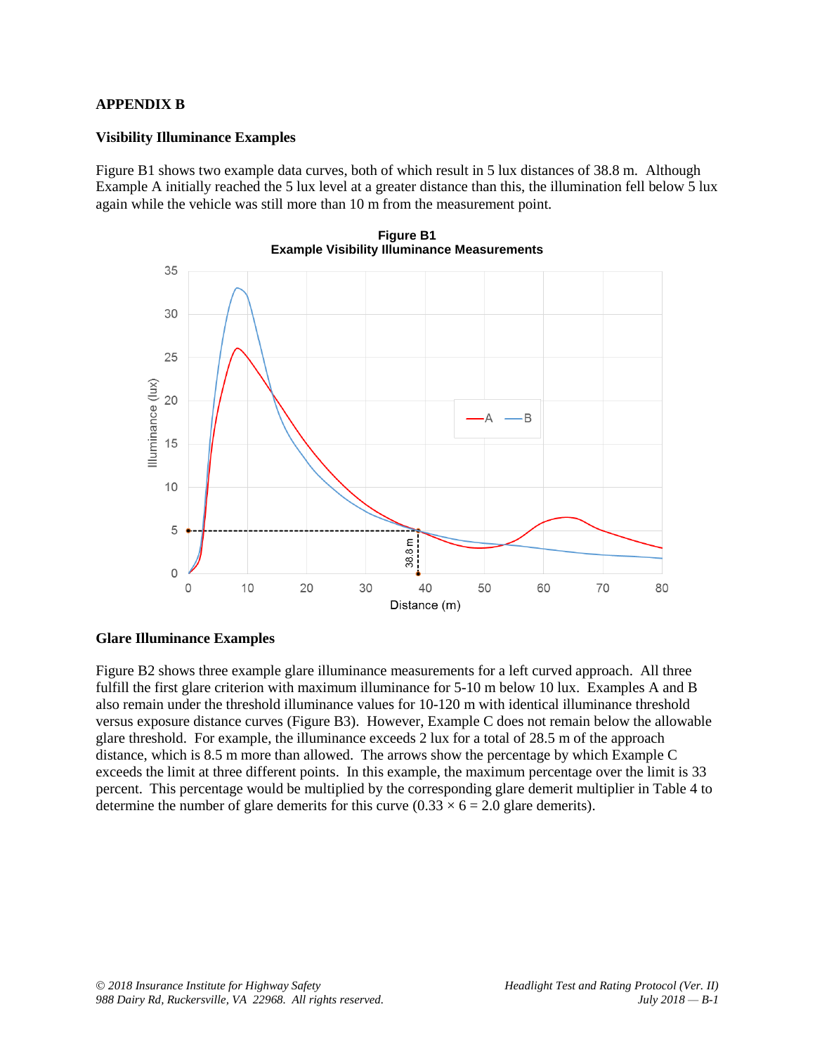**APPENDIX B**

**Visibility Illuminance Examples**

Figure B1 shows two example data curves, both of which result in 5 lux distances of 38.8 m. Although Example A initially reached the 5 lux level at a greater distance than this, the illumination fell below 5 lux again while the vehicle was still more than 10 m from the measurement point.

**Figure B1**
**Example Visibility Illuminance Measurements**

Illuminance (lux)
35
30
25
20
15
10
5
0
0 10 20 30 40 50 60 70 80
Distance (m)
A
B
38.8 m

**Glare Illuminance Examples**

Figure B2 shows three example glare illuminance measurements for a left curved approach. All three fulfill the first glare criterion with maximum illuminance for 5-10 m below 10 lux. Examples A and B also remain under the threshold illuminance values for 10-120 m with identical illuminance threshold versus exposure distance curves (Figure B3). However, Example C does not remain below the allowable glare threshold. For example, the illuminance exceeds 2 lux for a total of 28.5 m of the approach distance, which is 8.5 m more than allowed. The arrows show the percentage by which Example C exceeds the limit at three different points. In this example, the maximum percentage over the limit is 33 percent. This percentage would be multiplied by the corresponding glare demerit multiplier in Table 4 to determine the number of glare demerits for this curve ($0.33 \times 6 = 2.0$ glare demerits).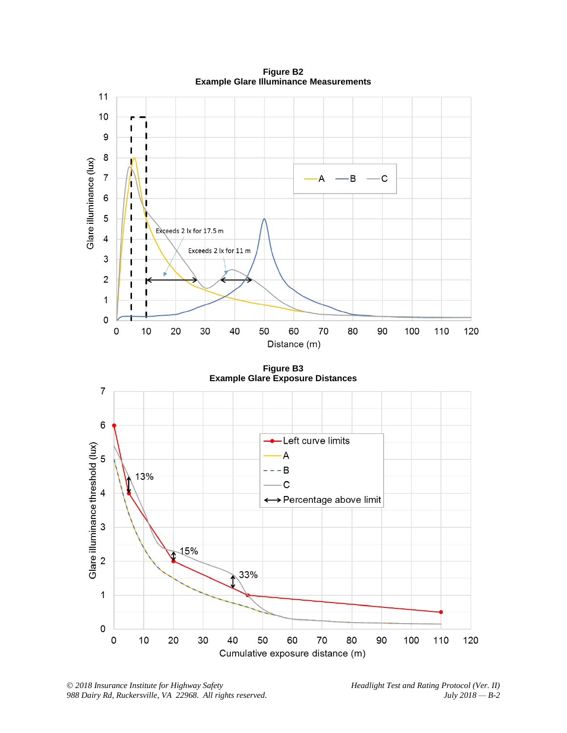**Figure B2**
**Example Glare Illuminance Measurements**

Glare illuminance (lux)

11
10
9
8
7
6
5
4
3
2
1
0

Distance (m)

0 10 20 30 40 50 60 70 80 90 100 110 120

A
B
C

Exceeds 2 lx for 17.5 m

Exceeds 2 lx for 11 m

**Figure B3**
**Example Glare Exposure Distances**

Glare illuminance threshold (lux)

7
6
5
4
3
2
1
0

Cumulative exposure distance (m)

0 10 20 30 40 50 60 70 80 90 100 110 120

Left curve limits
A
B
C
Percentage above limit

13%

15%

33%